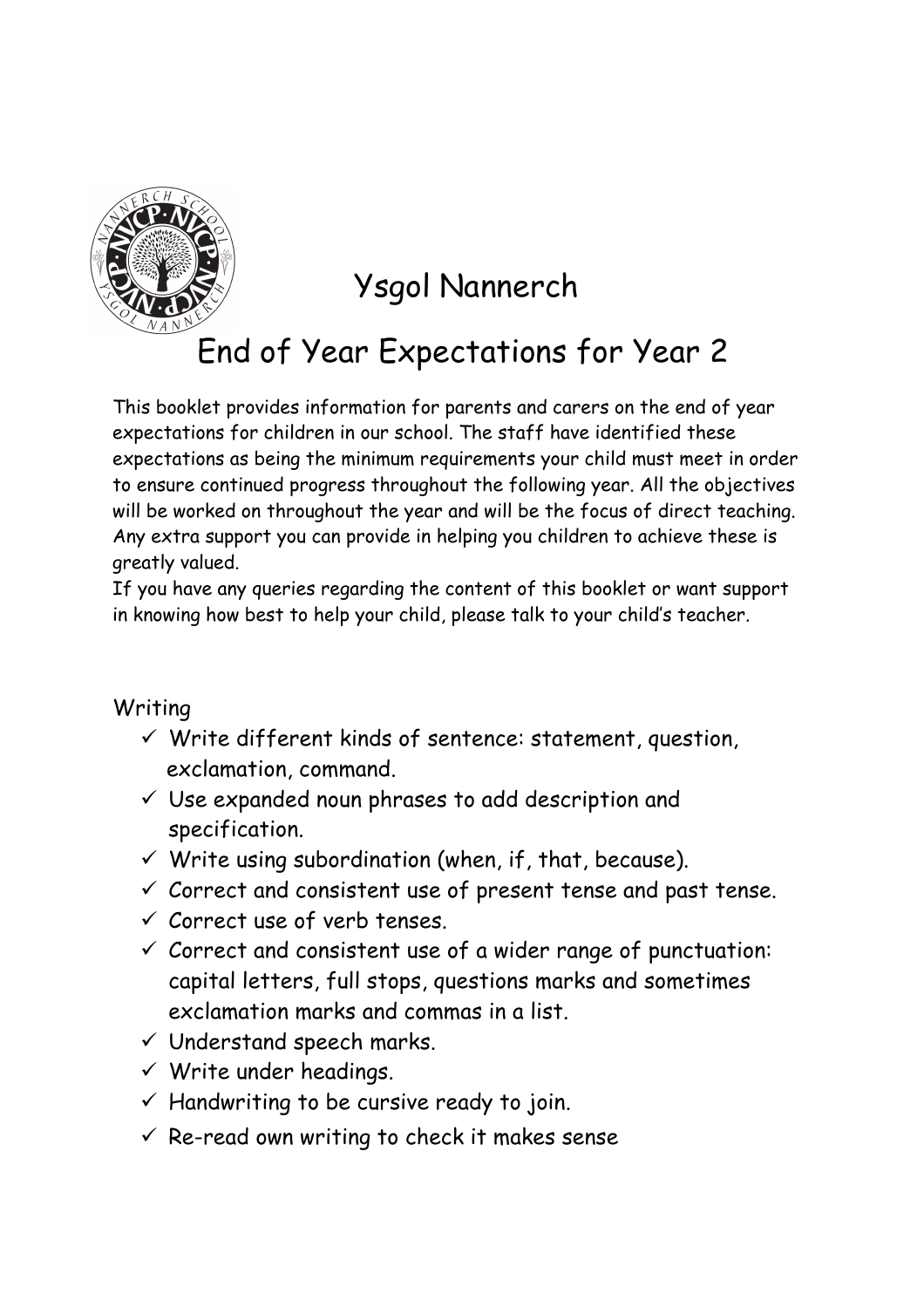# Ysgol Nannerch

## End of Year Expectations for Year 2

This booklet provides information for parents and carers on the end of year expectations for children in our school. The staff have identified these expectations as being the minimum requirements your child must meet in order to ensure continued progress throughout the following year. All the objectives will be worked on throughout the year and will be the focus of direct teaching. Any extra support you can provide in helping you children to achieve these is greatly valued.
If you have any queries regarding the content of this booklet or want support in knowing how best to help your child, please talk to your child's teacher.

### Writing

- ✓ Write different kinds of sentence: statement, question, exclamation, command.
- ✓ Use expanded noun phrases to add description and specification.
- ✓ Write using subordination (when, if, that, because).
- ✓ Correct and consistent use of present tense and past tense.
- ✓ Correct use of verb tenses.
- ✓ Correct and consistent use of a wider range of punctuation: capital letters, full stops, questions marks and sometimes exclamation marks and commas in a list.
- ✓ Understand speech marks.
- ✓ Write under headings.
- ✓ Handwriting to be cursive ready to join.
- ✓ Re-read own writing to check it makes sense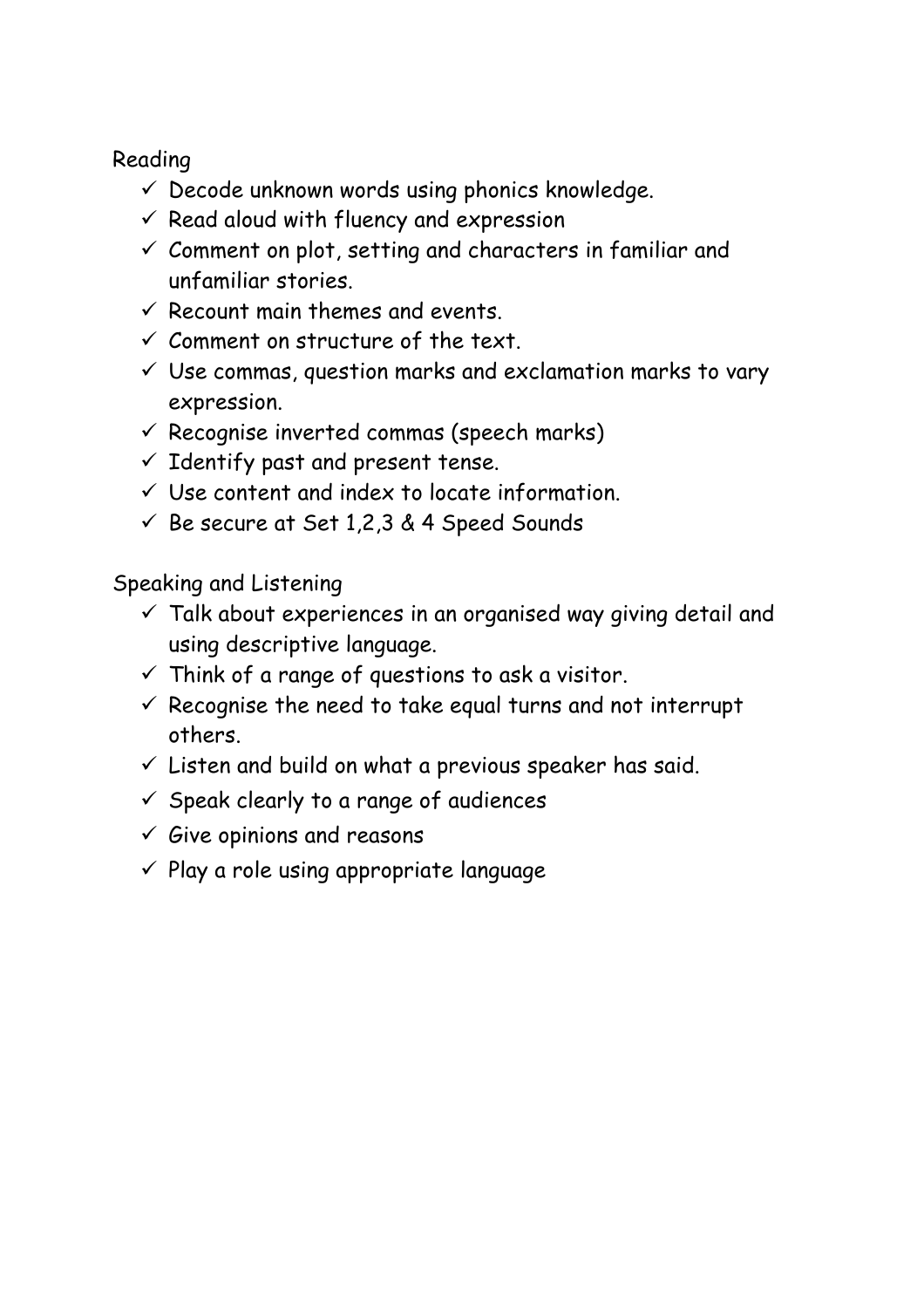Reading

- ✓ Decode unknown words using phonics knowledge.
- ✓ Read aloud with fluency and expression
- ✓ Comment on plot, setting and characters in familiar and unfamiliar stories.
- ✓ Recount main themes and events.
- ✓ Comment on structure of the text.
- ✓ Use commas, question marks and exclamation marks to vary expression.
- ✓ Recognise inverted commas (speech marks)
- ✓ Identify past and present tense.
- ✓ Use content and index to locate information.
- ✓ Be secure at Set 1,2,3 & 4 Speed Sounds

Speaking and Listening

- ✓ Talk about experiences in an organised way giving detail and using descriptive language.
- ✓ Think of a range of questions to ask a visitor.
- ✓ Recognise the need to take equal turns and not interrupt others.
- ✓ Listen and build on what a previous speaker has said.
- ✓ Speak clearly to a range of audiences
- ✓ Give opinions and reasons
- ✓ Play a role using appropriate language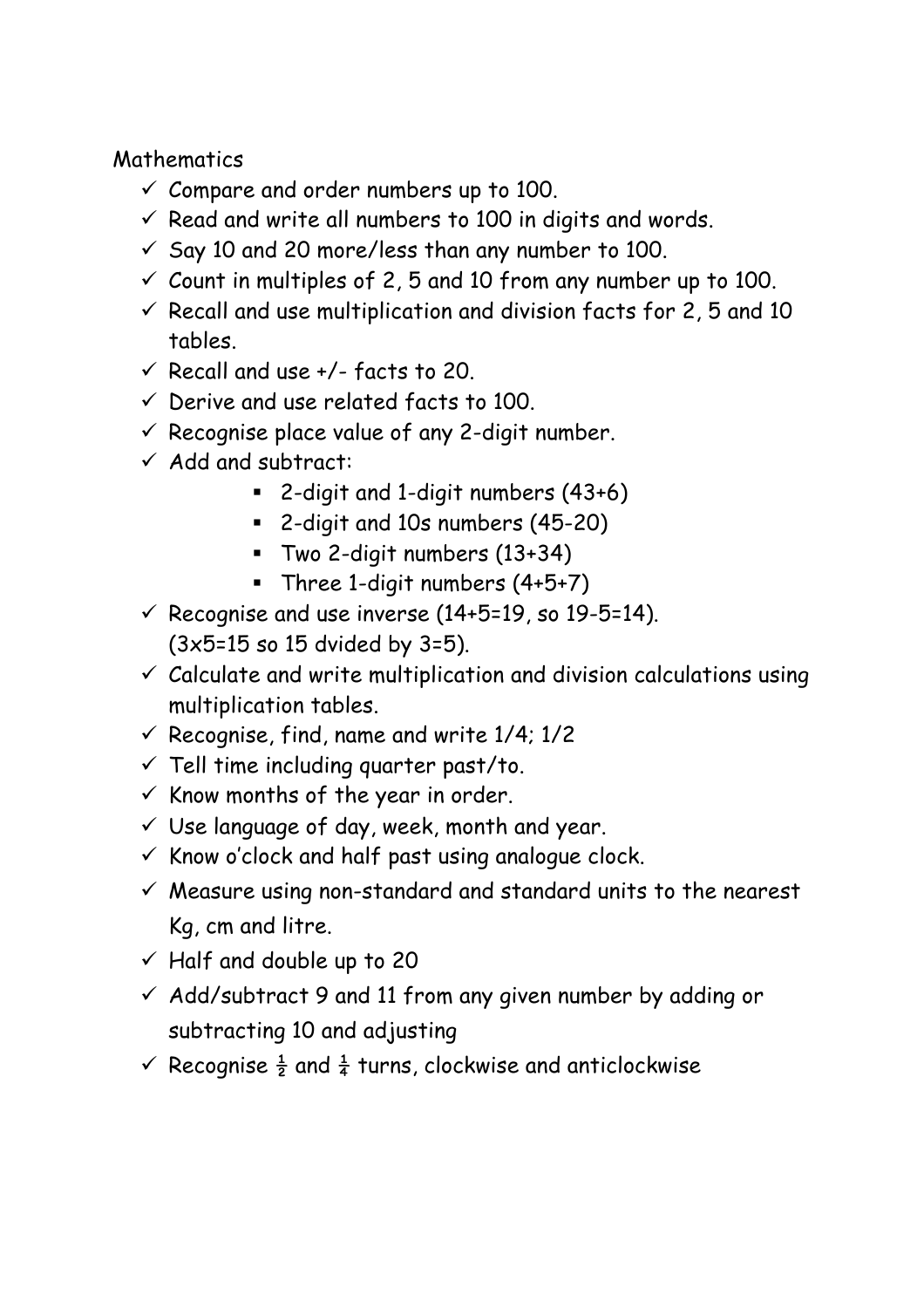Mathematics

- ✓ Compare and order numbers up to 100.
- ✓ Read and write all numbers to 100 in digits and words.
- ✓ Say 10 and 20 more/less than any number to 100.
- ✓ Count in multiples of 2, 5 and 10 from any number up to 100.
- ✓ Recall and use multiplication and division facts for 2, 5 and 10 tables.
- ✓ Recall and use +/- facts to 20.
- ✓ Derive and use related facts to 100.
- ✓ Recognise place value of any 2-digit number.
- ✓ Add and subtract:
  - 2-digit and 1-digit numbers (43+6)
  - 2-digit and 10s numbers (45-20)
  - Two 2-digit numbers (13+34)
  - Three 1-digit numbers (4+5+7)
- ✓ Recognise and use inverse (14+5=19, so 19-5=14). (3x5=15 so 15 dvided by 3=5).
- ✓ Calculate and write multiplication and division calculations using multiplication tables.
- ✓ Recognise, find, name and write 1/4; 1/2
- ✓ Tell time including quarter past/to.
- ✓ Know months of the year in order.
- ✓ Use language of day, week, month and year.
- ✓ Know o'clock and half past using analogue clock.
- ✓ Measure using non-standard and standard units to the nearest Kg, cm and litre.
- ✓ Half and double up to 20
- ✓ Add/subtract 9 and 11 from any given number by adding or subtracting 10 and adjusting
- ✓ Recognise $\frac{1}{2}$ and $\frac{1}{4}$ turns, clockwise and anticlockwise